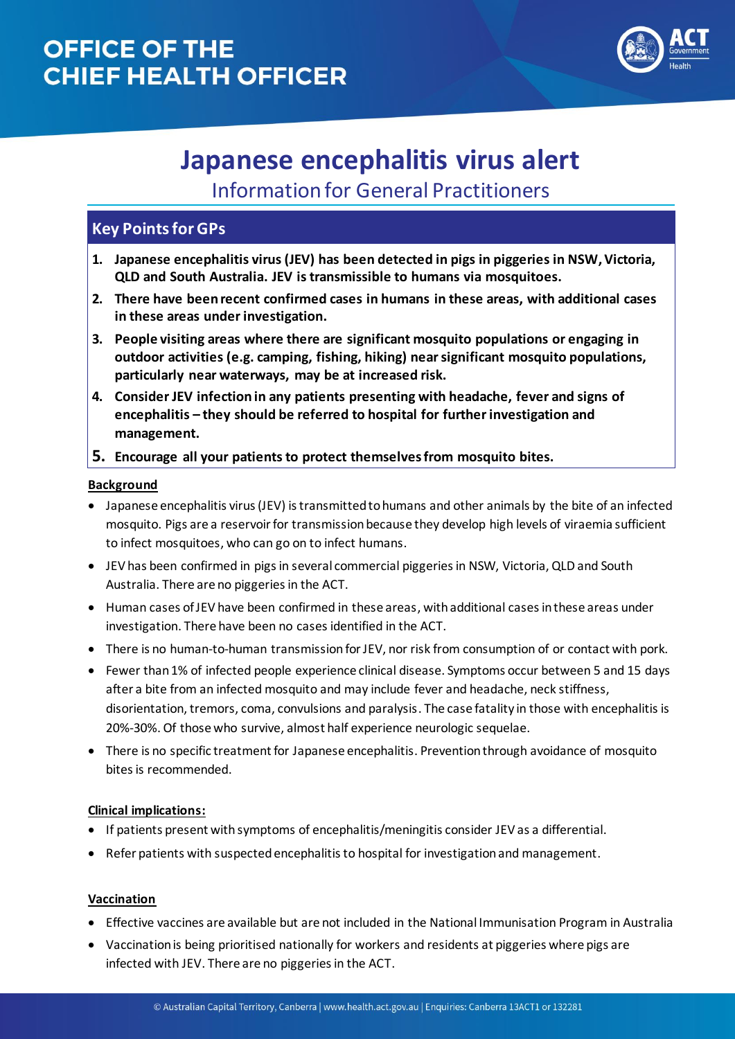# OFFICE OF THE CHIEF HEALTH OFFICER

# Japanese encephalitis virus alert

## Information for General Practitioners

### Key Points for GPs

1. **Japanese encephalitis virus (JEV) has been detected in pigs in piggeries in NSW, Victoria, QLD and South Australia. JEV is transmissible to humans via mosquitoes.**
2. **There have been recent confirmed cases in humans in these areas, with additional cases in these areas under investigation.**
3. **People visiting areas where there are significant mosquito populations or engaging in outdoor activities (e.g. camping, fishing, hiking) near significant mosquito populations, particularly near waterways, may be at increased risk.**
4. **Consider JEV infection in any patients presenting with headache, fever and signs of encephalitis – they should be referred to hospital for further investigation and management.**
5. **Encourage all your patients to protect themselves from mosquito bites.**

**Background**

- Japanese encephalitis virus (JEV) is transmitted to humans and other animals by the bite of an infected mosquito. Pigs are a reservoir for transmission because they develop high levels of viraemia sufficient to infect mosquitoes, who can go on to infect humans.
- JEV has been confirmed in pigs in several commercial piggeries in NSW, Victoria, QLD and South Australia. There are no piggeries in the ACT.
- Human cases of JEV have been confirmed in these areas, with additional cases in these areas under investigation. There have been no cases identified in the ACT.
- There is no human-to-human transmission for JEV, nor risk from consumption of or contact with pork.
- Fewer than 1% of infected people experience clinical disease. Symptoms occur between 5 and 15 days after a bite from an infected mosquito and may include fever and headache, neck stiffness, disorientation, tremors, coma, convulsions and paralysis. The case fatality in those with encephalitis is 20%-30%. Of those who survive, almost half experience neurologic sequelae.
- There is no specific treatment for Japanese encephalitis. Prevention through avoidance of mosquito bites is recommended.

**Clinical implications:**

- If patients present with symptoms of encephalitis/meningitis consider JEV as a differential.
- Refer patients with suspected encephalitis to hospital for investigation and management.

**Vaccination**

- Effective vaccines are available but are not included in the National Immunisation Program in Australia
- Vaccination is being prioritised nationally for workers and residents at piggeries where pigs are infected with JEV. There are no piggeries in the ACT.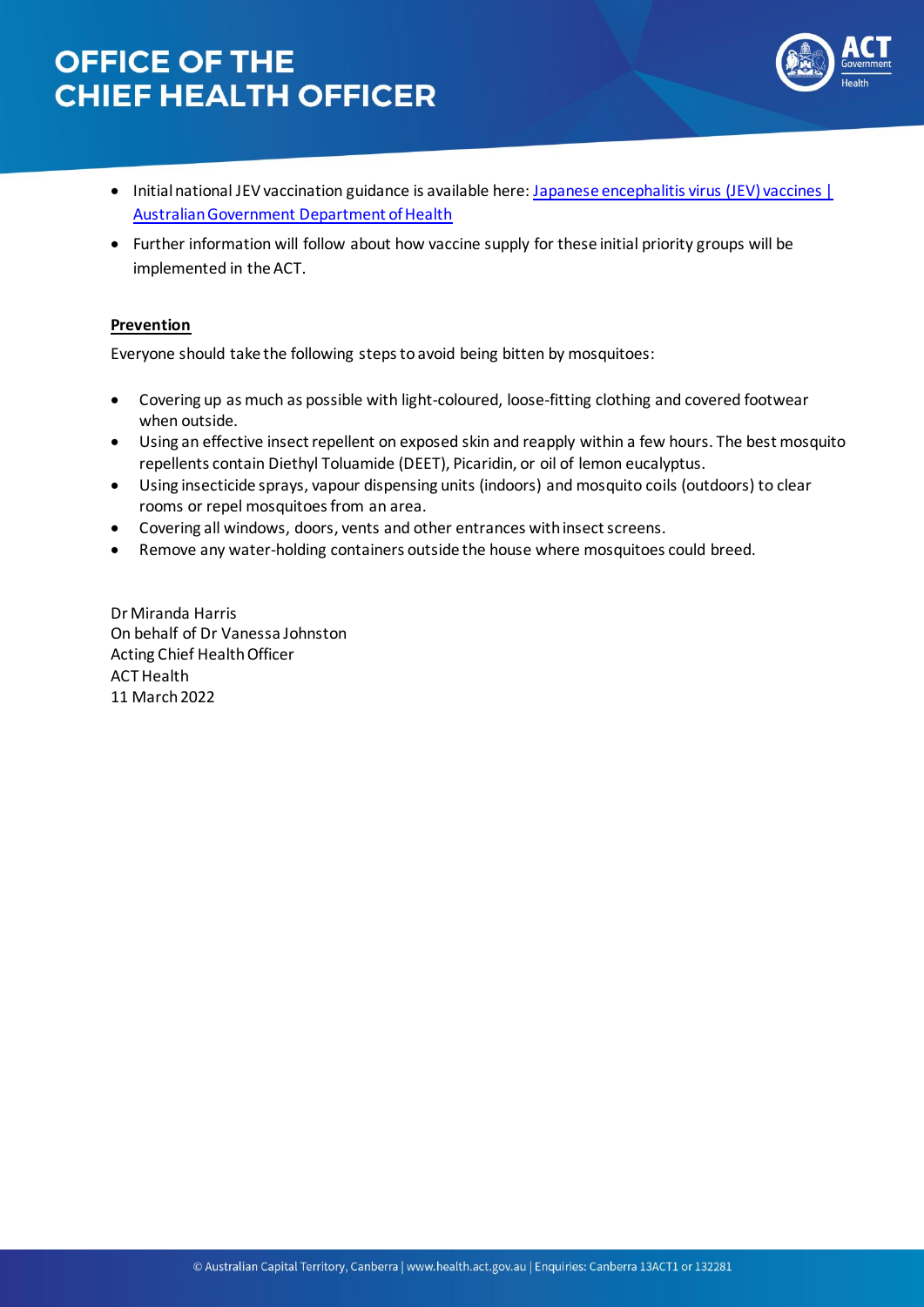- Initial national JEV vaccination guidance is available here: [Japanese encephalitis virus (JEV) vaccines | Australian Government Department of Health]
- Further information will follow about how vaccine supply for these initial priority groups will be implemented in the ACT.

**Prevention**

Everyone should take the following steps to avoid being bitten by mosquitoes:

- Covering up as much as possible with light-coloured, loose-fitting clothing and covered footwear when outside.
- Using an effective insect repellent on exposed skin and reapply within a few hours. The best mosquito repellents contain Diethyl Toluamide (DEET), Picaridin, or oil of lemon eucalyptus.
- Using insecticide sprays, vapour dispensing units (indoors) and mosquito coils (outdoors) to clear rooms or repel mosquitoes from an area.
- Covering all windows, doors, vents and other entrances with insect screens.
- Remove any water-holding containers outside the house where mosquitoes could breed.

Dr Miranda Harris
On behalf of Dr Vanessa Johnston
Acting Chief Health Officer
ACT Health
11 March 2022